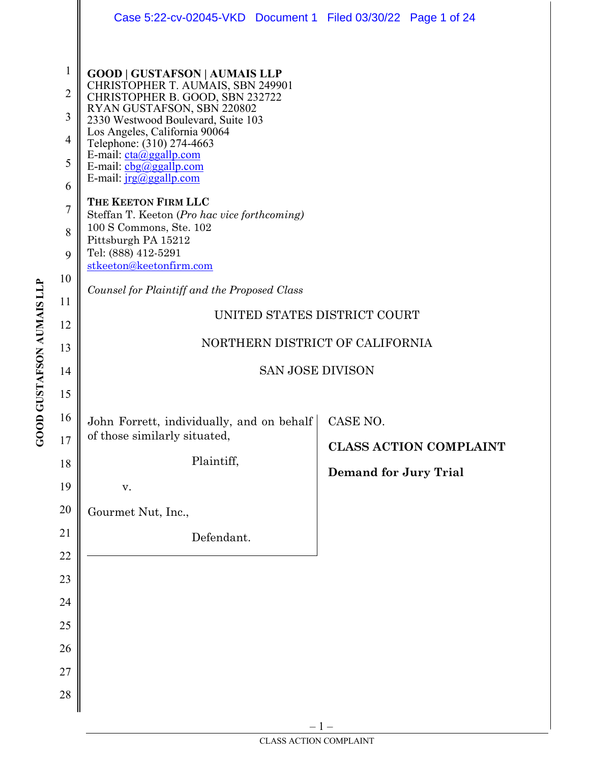**GOOD | GUSTAFSON | AUMAIS LLP**
CHRISTOPHER T. AUMAIS, SBN 249901
CHRISTOPHER B. GOOD, SBN 232722
RYAN GUSTAFSON, SBN 220802
2330 Westwood Boulevard, Suite 103
Los Angeles, California 90064
Telephone: (310) 274-4663
E-mail: cta@ggallp.com
E-mail: cbg@ggallp.com
E-mail: jrg@ggallp.com

**THE KEETON FIRM LLC**
Steffan T. Keeton (*Pro hac vice forthcoming)*
100 S Commons, Ste. 102
Pittsburgh PA 15212
Tel: (888) 412-5291
stkeeton@keetonfirm.com

*Counsel for Plaintiff and the Proposed Class*

UNITED STATES DISTRICT COURT

NORTHERN DISTRICT OF CALIFORNIA

SAN JOSE DIVISON

| | |
|---|---|
| John Forrett, individually, and on behalf of those similarly situated,<br><br>Plaintiff,<br><br>v.<br><br>Gourmet Nut, Inc.,<br><br>Defendant. | CASE NO.<br><br>**CLASS ACTION COMPLAINT**<br><br>**Demand for Jury Trial** |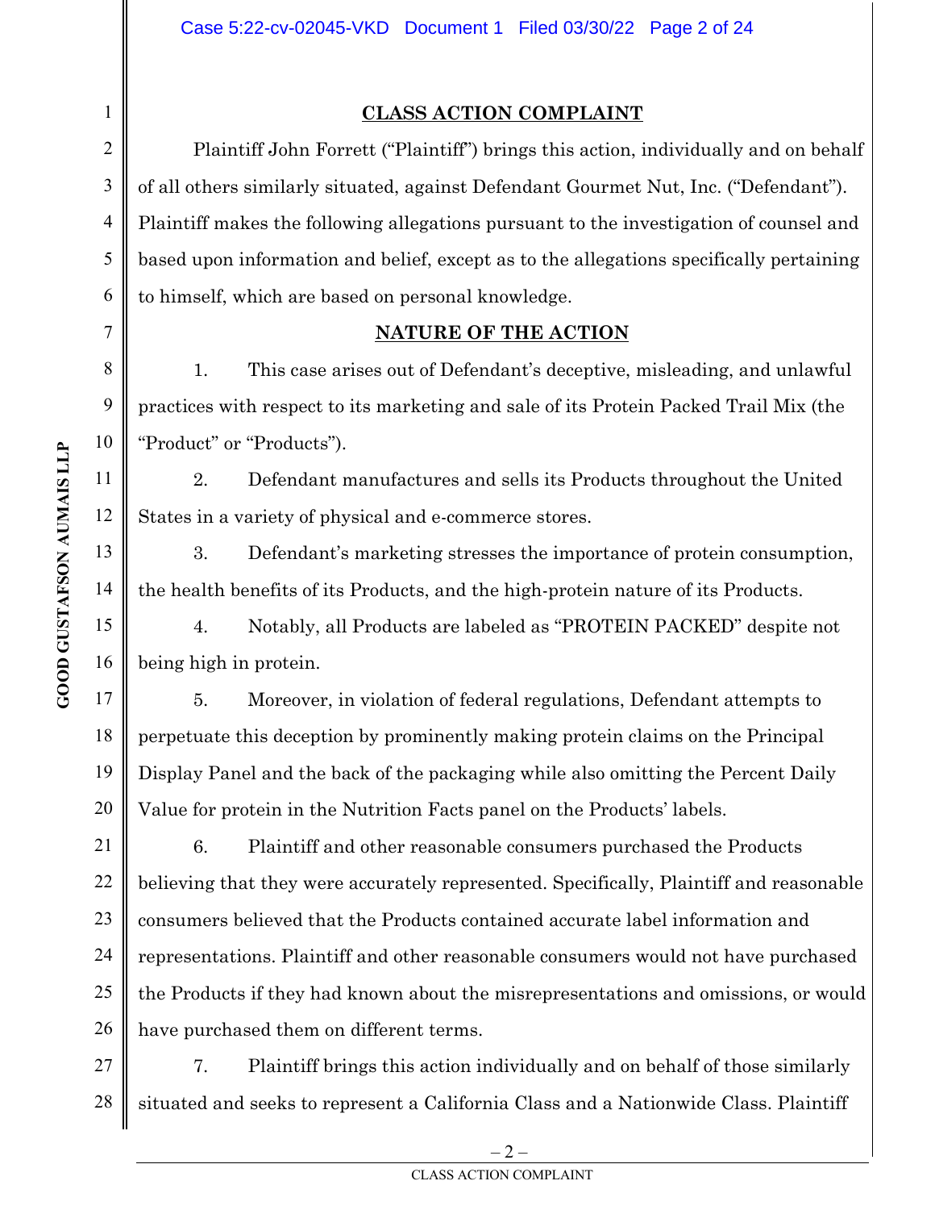## CLASS ACTION COMPLAINT

Plaintiff John Forrett ("Plaintiff") brings this action, individually and on behalf of all others similarly situated, against Defendant Gourmet Nut, Inc. ("Defendant"). Plaintiff makes the following allegations pursuant to the investigation of counsel and based upon information and belief, except as to the allegations specifically pertaining to himself, which are based on personal knowledge.

## NATURE OF THE ACTION

1. This case arises out of Defendant's deceptive, misleading, and unlawful practices with respect to its marketing and sale of its Protein Packed Trail Mix (the "Product" or "Products").

2. Defendant manufactures and sells its Products throughout the United States in a variety of physical and e-commerce stores.

3. Defendant's marketing stresses the importance of protein consumption, the health benefits of its Products, and the high-protein nature of its Products.

4. Notably, all Products are labeled as "PROTEIN PACKED" despite not being high in protein.

5. Moreover, in violation of federal regulations, Defendant attempts to perpetuate this deception by prominently making protein claims on the Principal Display Panel and the back of the packaging while also omitting the Percent Daily Value for protein in the Nutrition Facts panel on the Products' labels.

6. Plaintiff and other reasonable consumers purchased the Products believing that they were accurately represented. Specifically, Plaintiff and reasonable consumers believed that the Products contained accurate label information and representations. Plaintiff and other reasonable consumers would not have purchased the Products if they had known about the misrepresentations and omissions, or would have purchased them on different terms.

7. Plaintiff brings this action individually and on behalf of those similarly situated and seeks to represent a California Class and a Nationwide Class. Plaintiff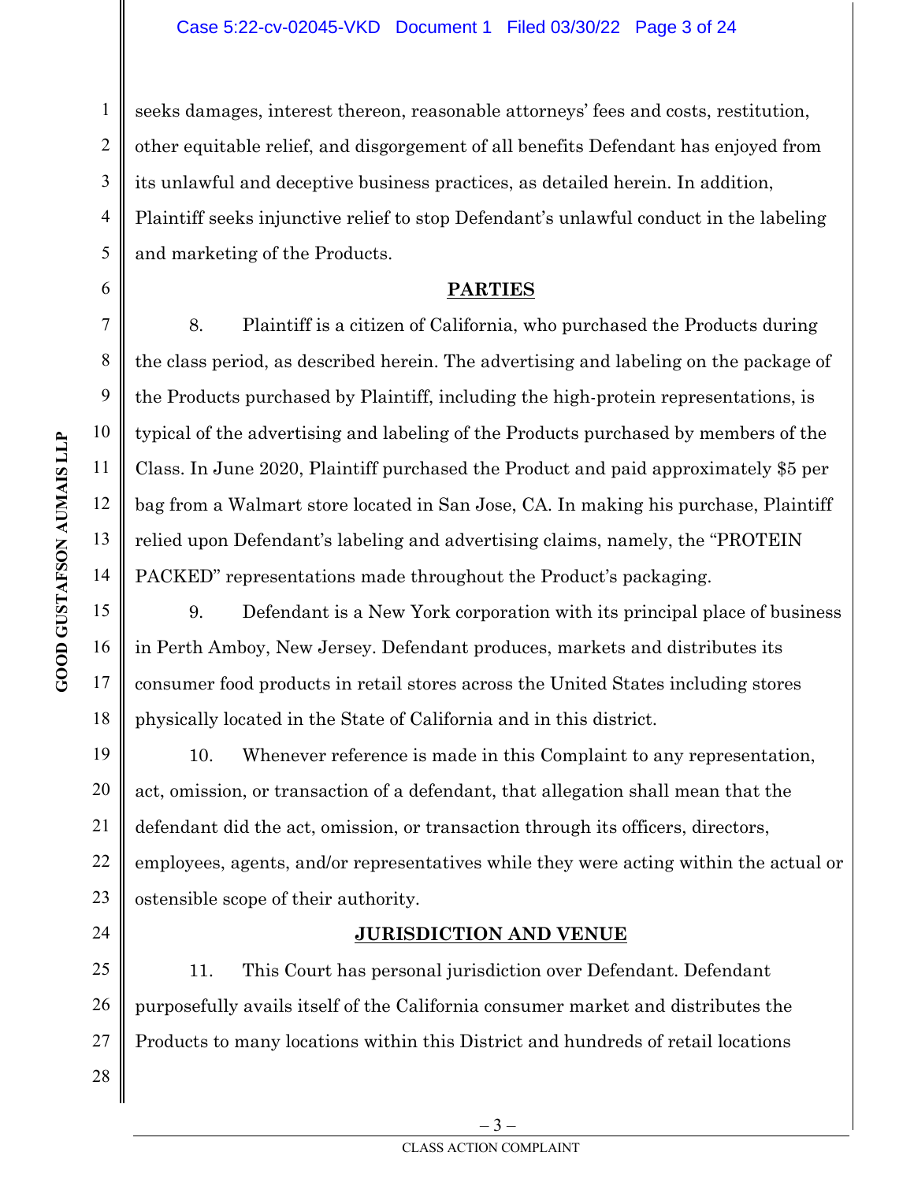seeks damages, interest thereon, reasonable attorneys' fees and costs, restitution, other equitable relief, and disgorgement of all benefits Defendant has enjoyed from its unlawful and deceptive business practices, as detailed herein. In addition, Plaintiff seeks injunctive relief to stop Defendant's unlawful conduct in the labeling and marketing of the Products.

## PARTIES

8. Plaintiff is a citizen of California, who purchased the Products during the class period, as described herein. The advertising and labeling on the package of the Products purchased by Plaintiff, including the high-protein representations, is typical of the advertising and labeling of the Products purchased by members of the Class. In June 2020, Plaintiff purchased the Product and paid approximately $5 per bag from a Walmart store located in San Jose, CA. In making his purchase, Plaintiff relied upon Defendant's labeling and advertising claims, namely, the "PROTEIN PACKED" representations made throughout the Product's packaging.

9. Defendant is a New York corporation with its principal place of business in Perth Amboy, New Jersey. Defendant produces, markets and distributes its consumer food products in retail stores across the United States including stores physically located in the State of California and in this district.

10. Whenever reference is made in this Complaint to any representation, act, omission, or transaction of a defendant, that allegation shall mean that the defendant did the act, omission, or transaction through its officers, directors, employees, agents, and/or representatives while they were acting within the actual or ostensible scope of their authority.

## JURISDICTION AND VENUE

11. This Court has personal jurisdiction over Defendant. Defendant purposefully avails itself of the California consumer market and distributes the Products to many locations within this District and hundreds of retail locations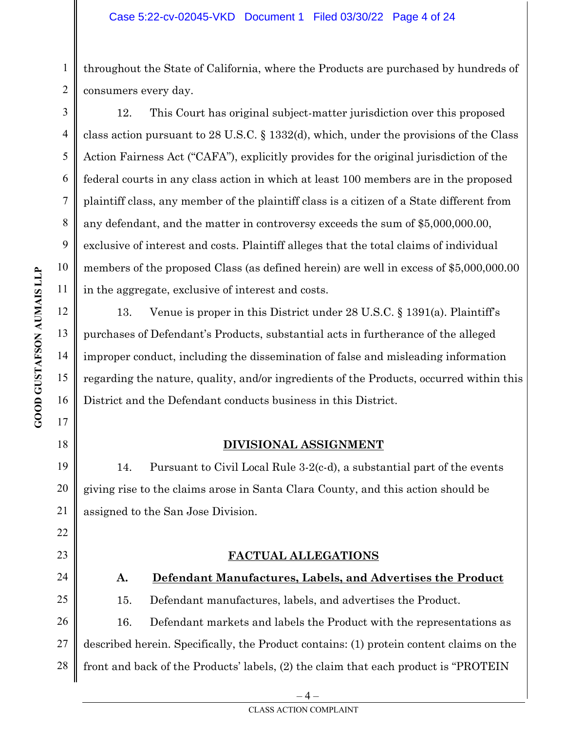throughout the State of California, where the Products are purchased by hundreds of consumers every day.

12. This Court has original subject-matter jurisdiction over this proposed class action pursuant to 28 U.S.C. § 1332(d), which, under the provisions of the Class Action Fairness Act ("CAFA"), explicitly provides for the original jurisdiction of the federal courts in any class action in which at least 100 members are in the proposed plaintiff class, any member of the plaintiff class is a citizen of a State different from any defendant, and the matter in controversy exceeds the sum of $5,000,000.00, exclusive of interest and costs. Plaintiff alleges that the total claims of individual members of the proposed Class (as defined herein) are well in excess of $5,000,000.00 in the aggregate, exclusive of interest and costs.

13. Venue is proper in this District under 28 U.S.C. § 1391(a). Plaintiff's purchases of Defendant's Products, substantial acts in furtherance of the alleged improper conduct, including the dissemination of false and misleading information regarding the nature, quality, and/or ingredients of the Products, occurred within this District and the Defendant conducts business in this District.

## DIVISIONAL ASSIGNMENT

14. Pursuant to Civil Local Rule 3-2(c-d), a substantial part of the events giving rise to the claims arose in Santa Clara County, and this action should be assigned to the San Jose Division.

## FACTUAL ALLEGATIONS

### A. Defendant Manufactures, Labels, and Advertises the Product

15. Defendant manufactures, labels, and advertises the Product.

16. Defendant markets and labels the Product with the representations as described herein. Specifically, the Product contains: (1) protein content claims on the front and back of the Products' labels, (2) the claim that each product is "PROTEIN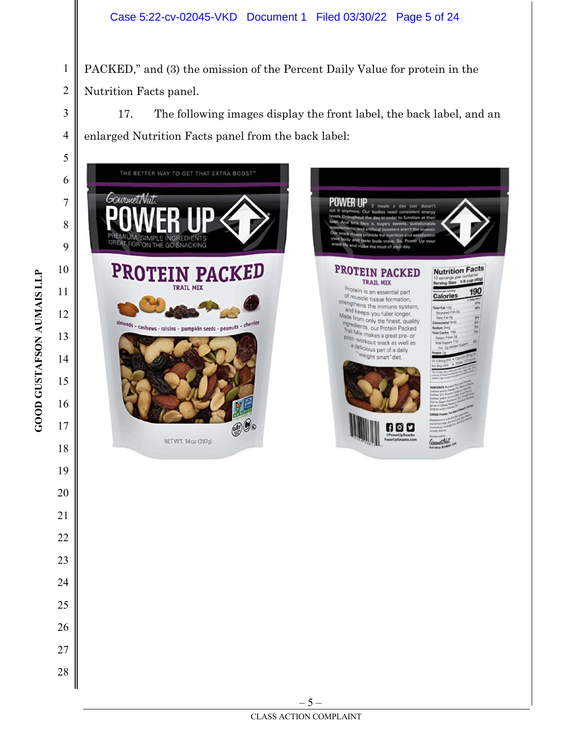PACKED," and (3) the omission of the Percent Daily Value for protein in the Nutrition Facts panel.

17. The following images display the front label, the back label, and an enlarged Nutrition Facts panel from the back label: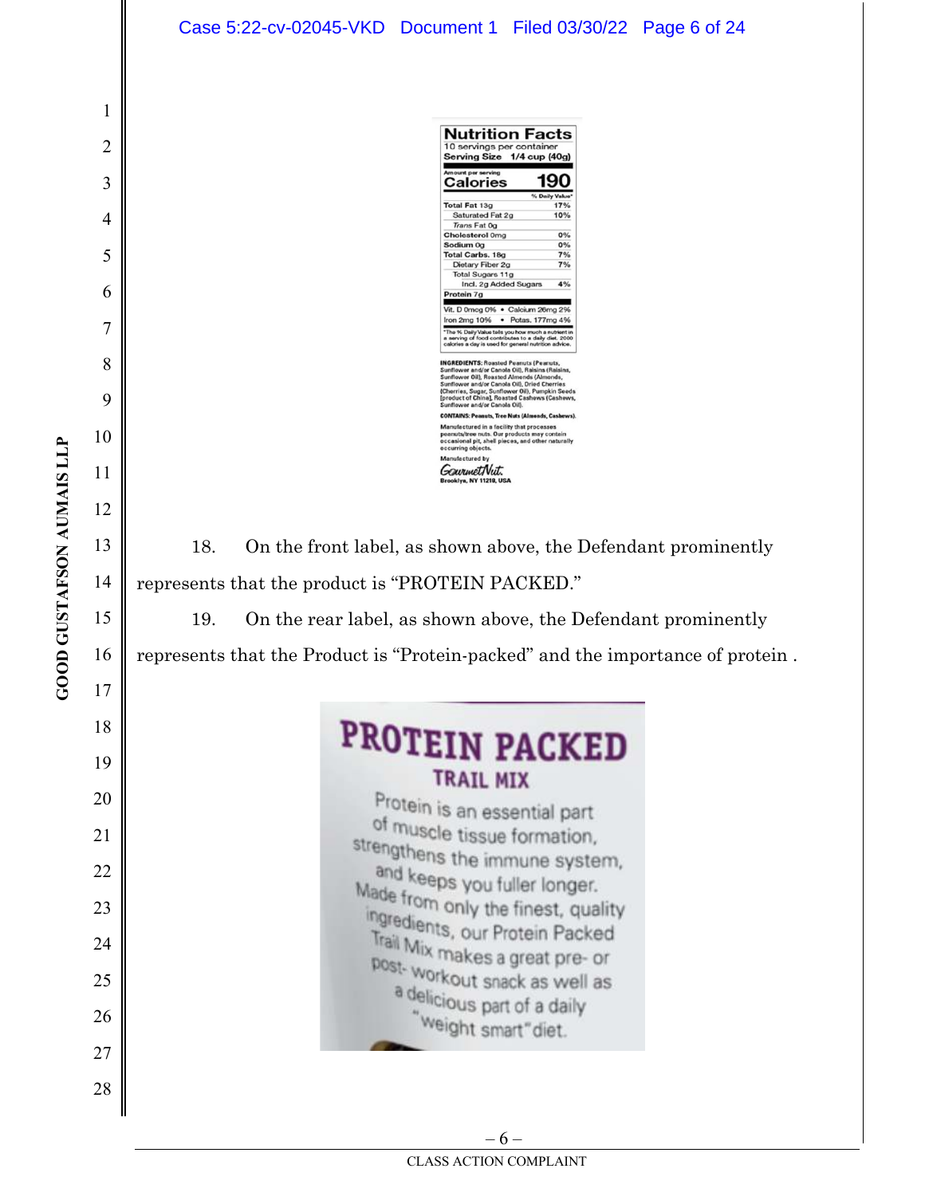**Nutrition Facts**
10 servings per container
**Serving Size 1/4 cup (40g)**

| Amount per serving | |
|---|---|
| **Calories** | **190** |
| | % Daily Value* |
| **Total Fat** 13g | 17% |
| Saturated Fat 2g | 10% |
| *Trans* Fat 0g | |
| **Cholesterol** 0mg | 0% |
| **Sodium** 0g | 0% |
| **Total Carbs.** 18g | 7% |
| Dietary Fiber 2g | 7% |
| Total Sugars 11g | |
| Incl. 2g Added Sugars | 4% |
| **Protein** 7g | |
| Vit. D 0mcg 0% • Calcium 26mg 2% | |
| Iron 2mg 10% • Potas. 177mg 4% | |

*The % Daily Value tells you how much a nutrient in a serving of food contributes to a daily diet. 2000 calories a day is used for general nutrition advice.

**INGREDIENTS:** Roasted Peanuts (Peanuts, Sunflower and/or Canola Oil), Raisins (Raisins, Sunflower Oil), Roasted Almonds (Almonds, Sunflower and/or Canola Oil), Dried Cherries (Cherries, Sugar, Sunflower Oil), Pumpkin Seeds [product of China], Roasted Cashews (Cashews, Sunflower and/or Canola Oil).

**CONTAINS: Peanuts, Tree Nuts (Almonds, Cashews).**

Manufactured in a facility that processes peanuts/tree nuts. Our products may contain occasional pit, shell pieces, and other naturally occurring objects.

Manufactured by
GourmetNut.
Brooklyn, NY 11218, USA

18. On the front label, as shown above, the Defendant prominently represents that the product is "PROTEIN PACKED."

19. On the rear label, as shown above, the Defendant prominently represents that the Product is "Protein-packed" and the importance of protein .

**PROTEIN PACKED**
**TRAIL MIX**

Protein is an essential part of muscle tissue formation, strengthens the immune system, and keeps you fuller longer. Made from only the finest, quality ingredients, our Protein Packed Trail Mix makes a great pre- or post- workout snack as well as a delicious part of a daily "weight smart" diet.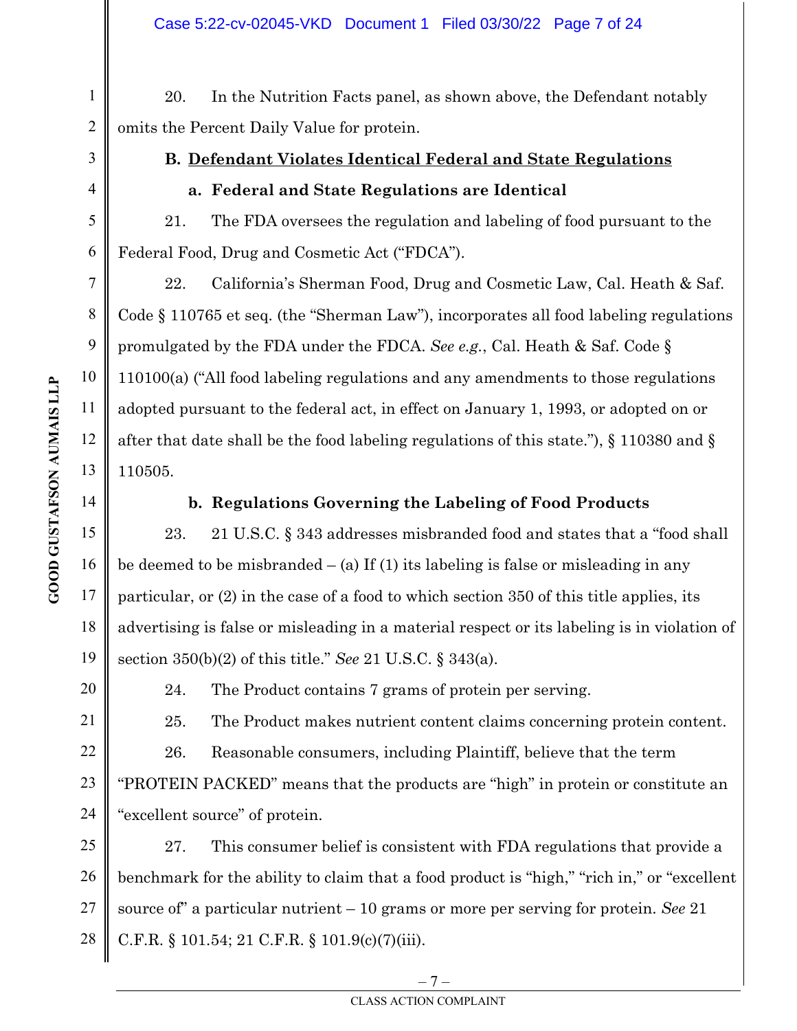20. In the Nutrition Facts panel, as shown above, the Defendant notably omits the Percent Daily Value for protein.

### B. Defendant Violates Identical Federal and State Regulations

#### a. Federal and State Regulations are Identical

21. The FDA oversees the regulation and labeling of food pursuant to the Federal Food, Drug and Cosmetic Act ("FDCA").

22. California's Sherman Food, Drug and Cosmetic Law, Cal. Heath & Saf. Code § 110765 et seq. (the "Sherman Law"), incorporates all food labeling regulations promulgated by the FDA under the FDCA. *See e.g.*, Cal. Heath & Saf. Code § 110100(a) ("All food labeling regulations and any amendments to those regulations adopted pursuant to the federal act, in effect on January 1, 1993, or adopted on or after that date shall be the food labeling regulations of this state."), § 110380 and § 110505.

#### b. Regulations Governing the Labeling of Food Products

23. 21 U.S.C. § 343 addresses misbranded food and states that a "food shall be deemed to be misbranded – (a) If (1) its labeling is false or misleading in any particular, or (2) in the case of a food to which section 350 of this title applies, its advertising is false or misleading in a material respect or its labeling is in violation of section 350(b)(2) of this title." *See* 21 U.S.C. § 343(a).

24. The Product contains 7 grams of protein per serving.

25. The Product makes nutrient content claims concerning protein content.

26. Reasonable consumers, including Plaintiff, believe that the term "PROTEIN PACKED" means that the products are "high" in protein or constitute an "excellent source" of protein.

27. This consumer belief is consistent with FDA regulations that provide a benchmark for the ability to claim that a food product is "high," "rich in," or "excellent source of" a particular nutrient – 10 grams or more per serving for protein. *See* 21 C.F.R. § 101.54; 21 C.F.R. § 101.9(c)(7)(iii).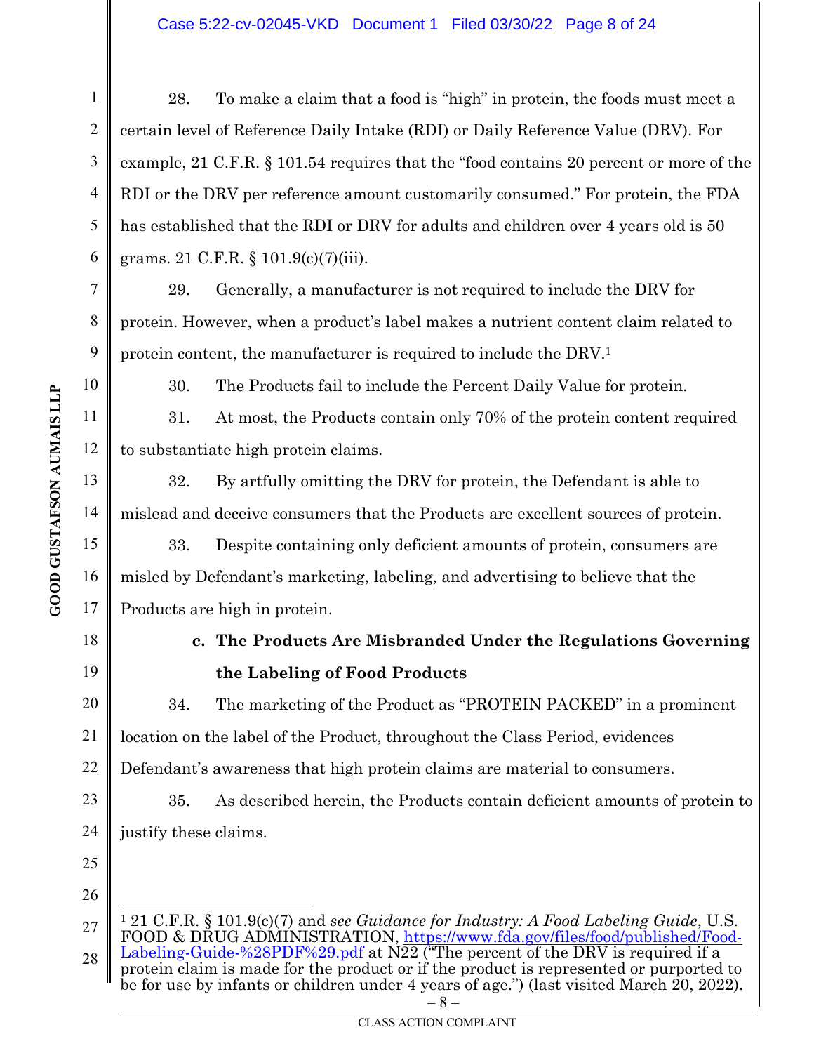28. To make a claim that a food is "high" in protein, the foods must meet a certain level of Reference Daily Intake (RDI) or Daily Reference Value (DRV). For example, 21 C.F.R. § 101.54 requires that the "food contains 20 percent or more of the RDI or the DRV per reference amount customarily consumed." For protein, the FDA has established that the RDI or DRV for adults and children over 4 years old is 50 grams. 21 C.F.R. § 101.9(c)(7)(iii).

29. Generally, a manufacturer is not required to include the DRV for protein. However, when a product's label makes a nutrient content claim related to protein content, the manufacturer is required to include the DRV.[1]

30. The Products fail to include the Percent Daily Value for protein.

31. At most, the Products contain only 70% of the protein content required to substantiate high protein claims.

32. By artfully omitting the DRV for protein, the Defendant is able to mislead and deceive consumers that the Products are excellent sources of protein.

33. Despite containing only deficient amounts of protein, consumers are misled by Defendant's marketing, labeling, and advertising to believe that the Products are high in protein.

### c. The Products Are Misbranded Under the Regulations Governing the Labeling of Food Products

34. The marketing of the Product as "PROTEIN PACKED" in a prominent location on the label of the Product, throughout the Class Period, evidences Defendant's awareness that high protein claims are material to consumers.

35. As described herein, the Products contain deficient amounts of protein to justify these claims.

---

[1] 21 C.F.R. § 101.9(c)(7) and *see Guidance for Industry: A Food Labeling Guide*, U.S. FOOD & DRUG ADMINISTRATION, https://www.fda.gov/files/food/published/Food-Labeling-Guide-%28PDF%29.pdf at N22 ("The percent of the DRV is required if a protein claim is made for the product or if the product is represented or purported to be for use by infants or children under 4 years of age.") (last visited March 20, 2022).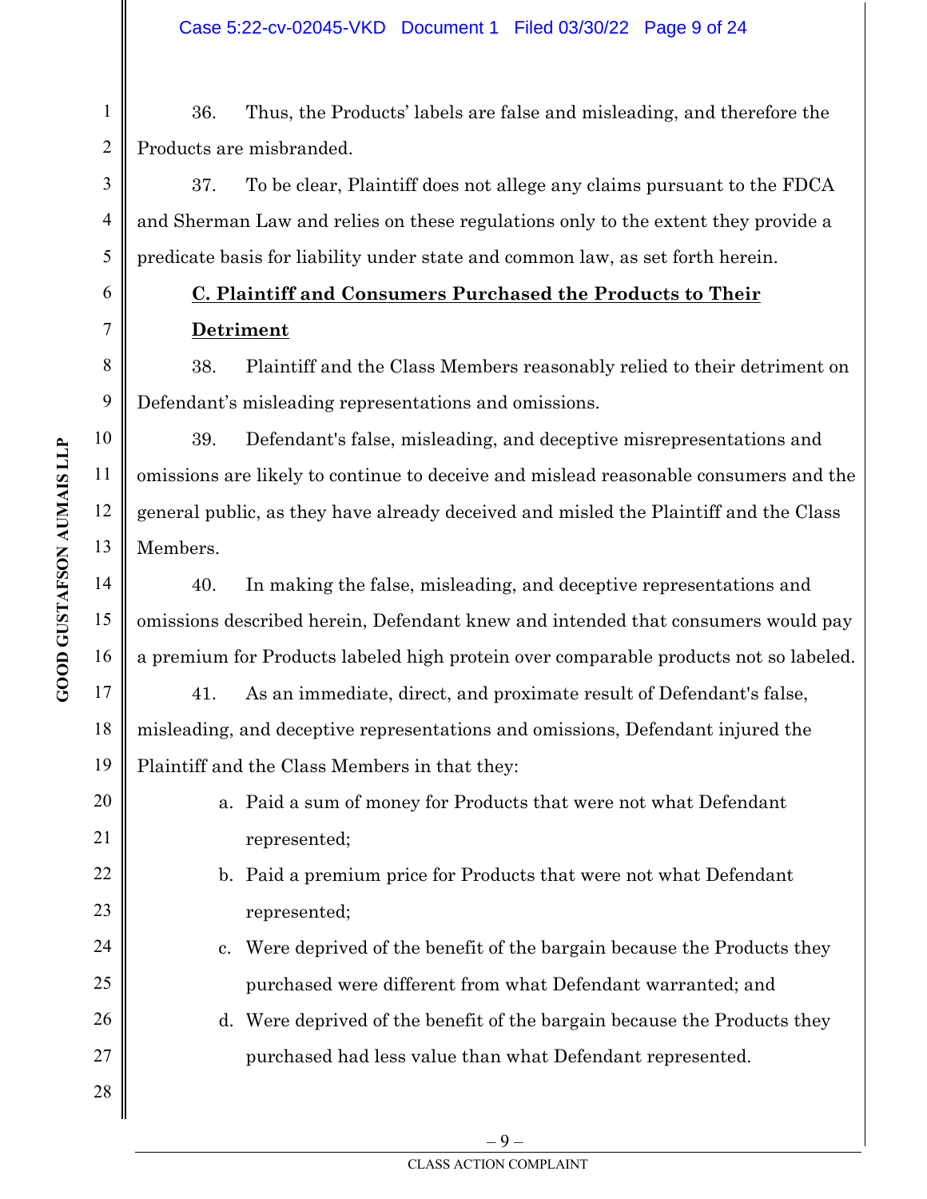36. Thus, the Products' labels are false and misleading, and therefore the Products are misbranded.

37. To be clear, Plaintiff does not allege any claims pursuant to the FDCA and Sherman Law and relies on these regulations only to the extent they provide a predicate basis for liability under state and common law, as set forth herein.

**C. Plaintiff and Consumers Purchased the Products to Their Detriment**

38. Plaintiff and the Class Members reasonably relied to their detriment on Defendant's misleading representations and omissions.

39. Defendant's false, misleading, and deceptive misrepresentations and omissions are likely to continue to deceive and mislead reasonable consumers and the general public, as they have already deceived and misled the Plaintiff and the Class Members.

40. In making the false, misleading, and deceptive representations and omissions described herein, Defendant knew and intended that consumers would pay a premium for Products labeled high protein over comparable products not so labeled.

41. As an immediate, direct, and proximate result of Defendant's false, misleading, and deceptive representations and omissions, Defendant injured the Plaintiff and the Class Members in that they:

a. Paid a sum of money for Products that were not what Defendant represented;

b. Paid a premium price for Products that were not what Defendant represented;

c. Were deprived of the benefit of the bargain because the Products they purchased were different from what Defendant warranted; and

d. Were deprived of the benefit of the bargain because the Products they purchased had less value than what Defendant represented.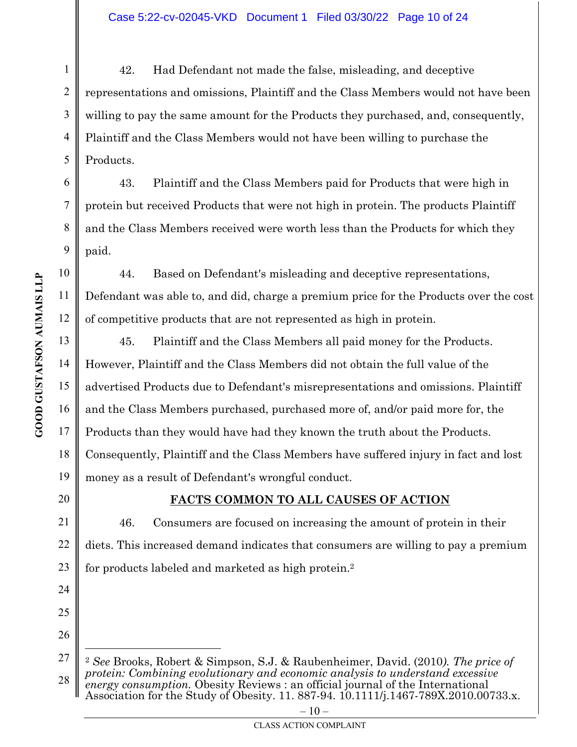42. Had Defendant not made the false, misleading, and deceptive representations and omissions, Plaintiff and the Class Members would not have been willing to pay the same amount for the Products they purchased, and, consequently, Plaintiff and the Class Members would not have been willing to purchase the Products.

43. Plaintiff and the Class Members paid for Products that were high in protein but received Products that were not high in protein. The products Plaintiff and the Class Members received were worth less than the Products for which they paid.

44. Based on Defendant's misleading and deceptive representations, Defendant was able to, and did, charge a premium price for the Products over the cost of competitive products that are not represented as high in protein.

45. Plaintiff and the Class Members all paid money for the Products. However, Plaintiff and the Class Members did not obtain the full value of the advertised Products due to Defendant's misrepresentations and omissions. Plaintiff and the Class Members purchased, purchased more of, and/or paid more for, the Products than they would have had they known the truth about the Products. Consequently, Plaintiff and the Class Members have suffered injury in fact and lost money as a result of Defendant's wrongful conduct.

## FACTS COMMON TO ALL CAUSES OF ACTION

46. Consumers are focused on increasing the amount of protein in their diets. This increased demand indicates that consumers are willing to pay a premium for products labeled and marketed as high protein.[2]

---

[2] *See* Brooks, Robert & Simpson, S.J. & Raubenheimer, David. (2010). *The price of protein: Combining evolutionary and economic analysis to understand excessive energy consumption.* Obesity Reviews : an official journal of the International Association for the Study of Obesity. 11. 887-94. 10.1111/j.1467-789X.2010.00733.x.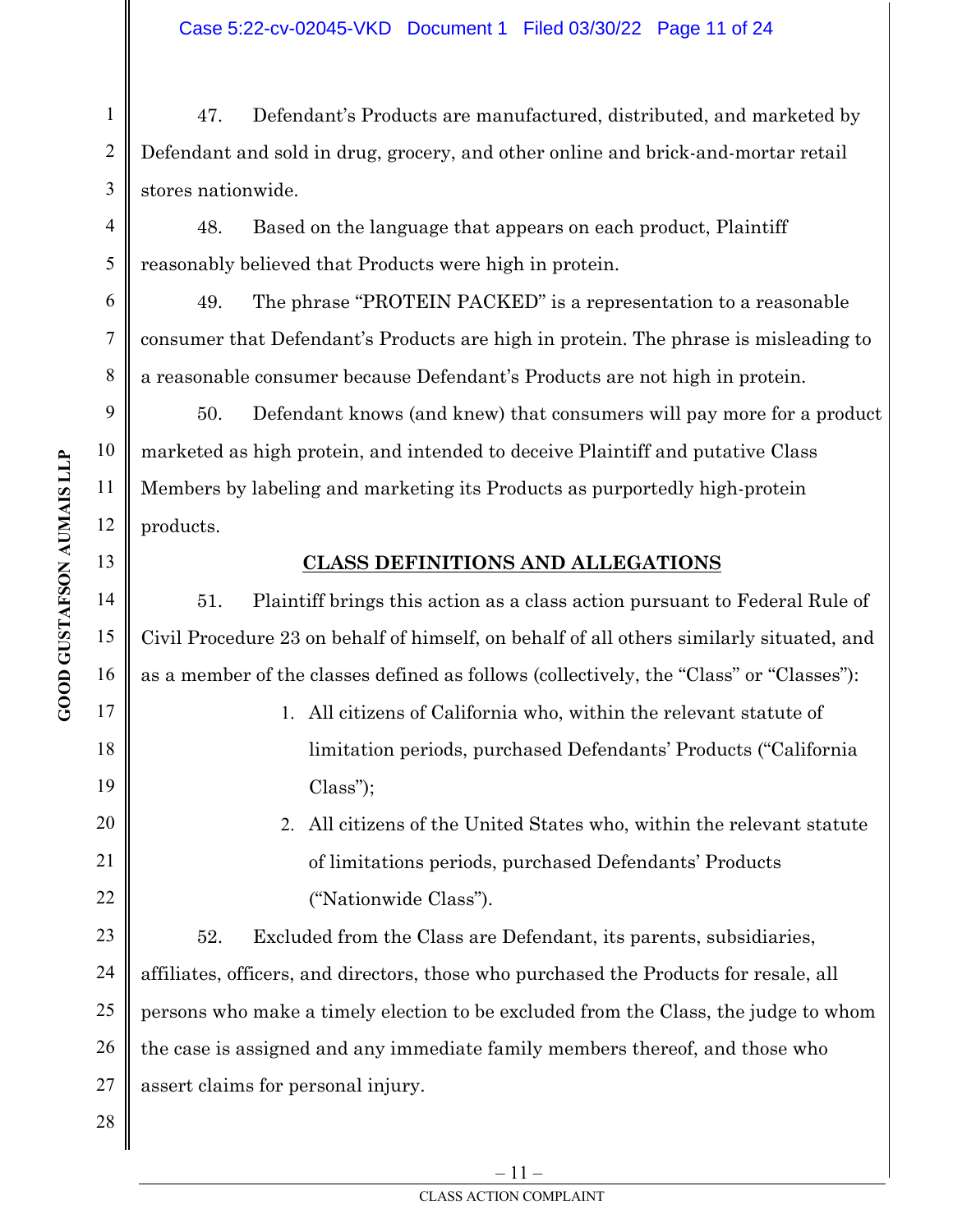47. Defendant's Products are manufactured, distributed, and marketed by Defendant and sold in drug, grocery, and other online and brick-and-mortar retail stores nationwide.

48. Based on the language that appears on each product, Plaintiff reasonably believed that Products were high in protein.

49. The phrase "PROTEIN PACKED" is a representation to a reasonable consumer that Defendant's Products are high in protein. The phrase is misleading to a reasonable consumer because Defendant's Products are not high in protein.

50. Defendant knows (and knew) that consumers will pay more for a product marketed as high protein, and intended to deceive Plaintiff and putative Class Members by labeling and marketing its Products as purportedly high-protein products.

## CLASS DEFINITIONS AND ALLEGATIONS

51. Plaintiff brings this action as a class action pursuant to Federal Rule of Civil Procedure 23 on behalf of himself, on behalf of all others similarly situated, and as a member of the classes defined as follows (collectively, the "Class" or "Classes"):

1. All citizens of California who, within the relevant statute of limitation periods, purchased Defendants' Products ("California Class");
2. All citizens of the United States who, within the relevant statute of limitations periods, purchased Defendants' Products ("Nationwide Class").

52. Excluded from the Class are Defendant, its parents, subsidiaries, affiliates, officers, and directors, those who purchased the Products for resale, all persons who make a timely election to be excluded from the Class, the judge to whom the case is assigned and any immediate family members thereof, and those who assert claims for personal injury.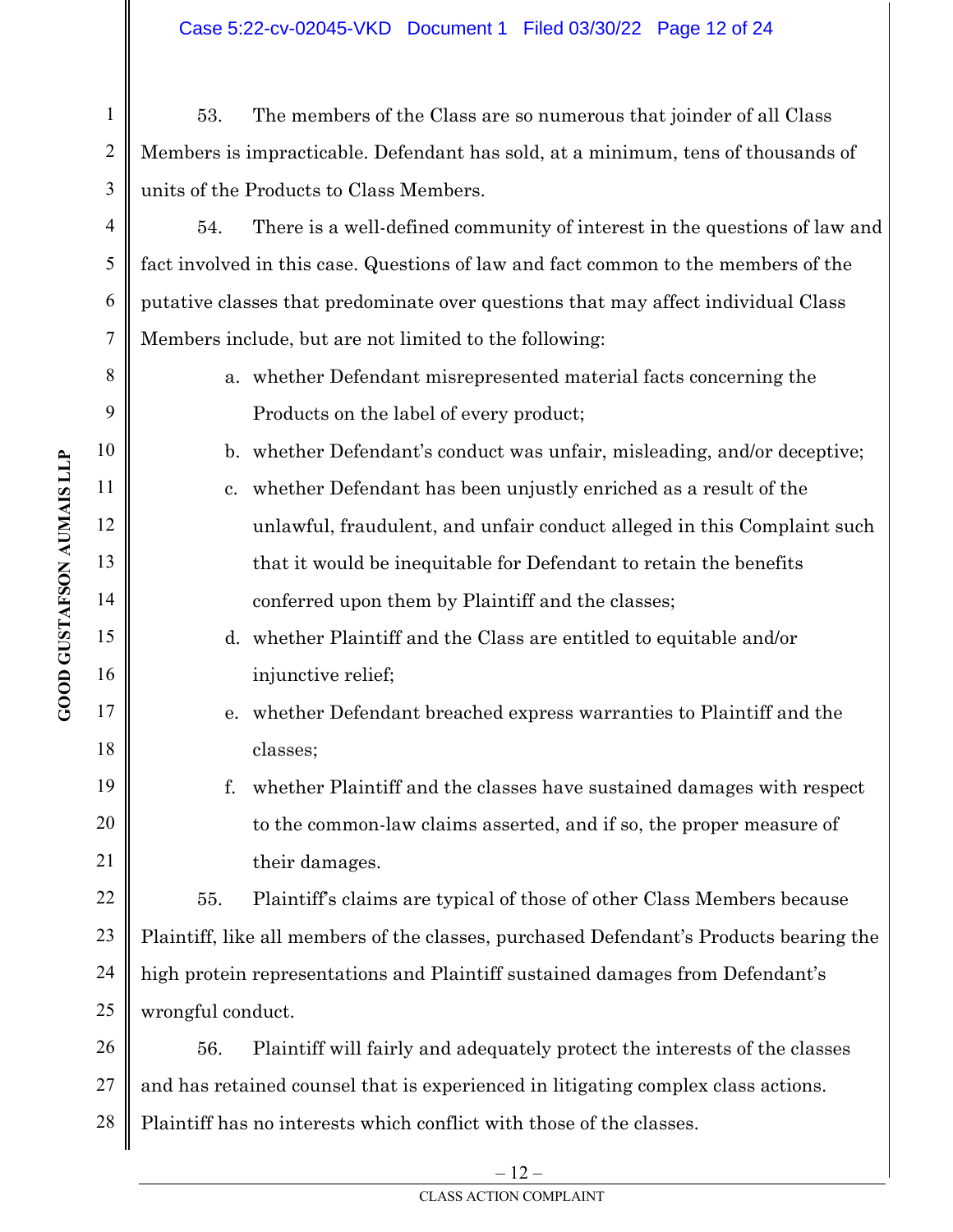53. The members of the Class are so numerous that joinder of all Class Members is impracticable. Defendant has sold, at a minimum, tens of thousands of units of the Products to Class Members.

54. There is a well-defined community of interest in the questions of law and fact involved in this case. Questions of law and fact common to the members of the putative classes that predominate over questions that may affect individual Class Members include, but are not limited to the following:

a. whether Defendant misrepresented material facts concerning the Products on the label of every product;

b. whether Defendant's conduct was unfair, misleading, and/or deceptive;

c. whether Defendant has been unjustly enriched as a result of the unlawful, fraudulent, and unfair conduct alleged in this Complaint such that it would be inequitable for Defendant to retain the benefits conferred upon them by Plaintiff and the classes;

d. whether Plaintiff and the Class are entitled to equitable and/or injunctive relief;

e. whether Defendant breached express warranties to Plaintiff and the classes;

f. whether Plaintiff and the classes have sustained damages with respect to the common-law claims asserted, and if so, the proper measure of their damages.

55. Plaintiff's claims are typical of those of other Class Members because Plaintiff, like all members of the classes, purchased Defendant's Products bearing the high protein representations and Plaintiff sustained damages from Defendant's wrongful conduct.

56. Plaintiff will fairly and adequately protect the interests of the classes and has retained counsel that is experienced in litigating complex class actions. Plaintiff has no interests which conflict with those of the classes.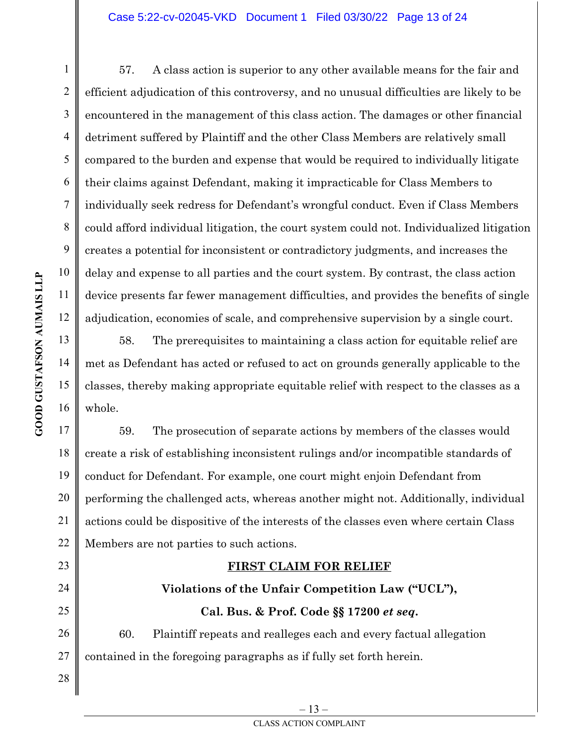57. A class action is superior to any other available means for the fair and efficient adjudication of this controversy, and no unusual difficulties are likely to be encountered in the management of this class action. The damages or other financial detriment suffered by Plaintiff and the other Class Members are relatively small compared to the burden and expense that would be required to individually litigate their claims against Defendant, making it impracticable for Class Members to individually seek redress for Defendant's wrongful conduct. Even if Class Members could afford individual litigation, the court system could not. Individualized litigation creates a potential for inconsistent or contradictory judgments, and increases the delay and expense to all parties and the court system. By contrast, the class action device presents far fewer management difficulties, and provides the benefits of single adjudication, economies of scale, and comprehensive supervision by a single court.

58. The prerequisites to maintaining a class action for equitable relief are met as Defendant has acted or refused to act on grounds generally applicable to the classes, thereby making appropriate equitable relief with respect to the classes as a whole.

59. The prosecution of separate actions by members of the classes would create a risk of establishing inconsistent rulings and/or incompatible standards of conduct for Defendant. For example, one court might enjoin Defendant from performing the challenged acts, whereas another might not. Additionally, individual actions could be dispositive of the interests of the classes even where certain Class Members are not parties to such actions.

## FIRST CLAIM FOR RELIEF

### Violations of the Unfair Competition Law ("UCL"),

### Cal. Bus. & Prof. Code §§ 17200 *et seq.*

60. Plaintiff repeats and realleges each and every factual allegation contained in the foregoing paragraphs as if fully set forth herein.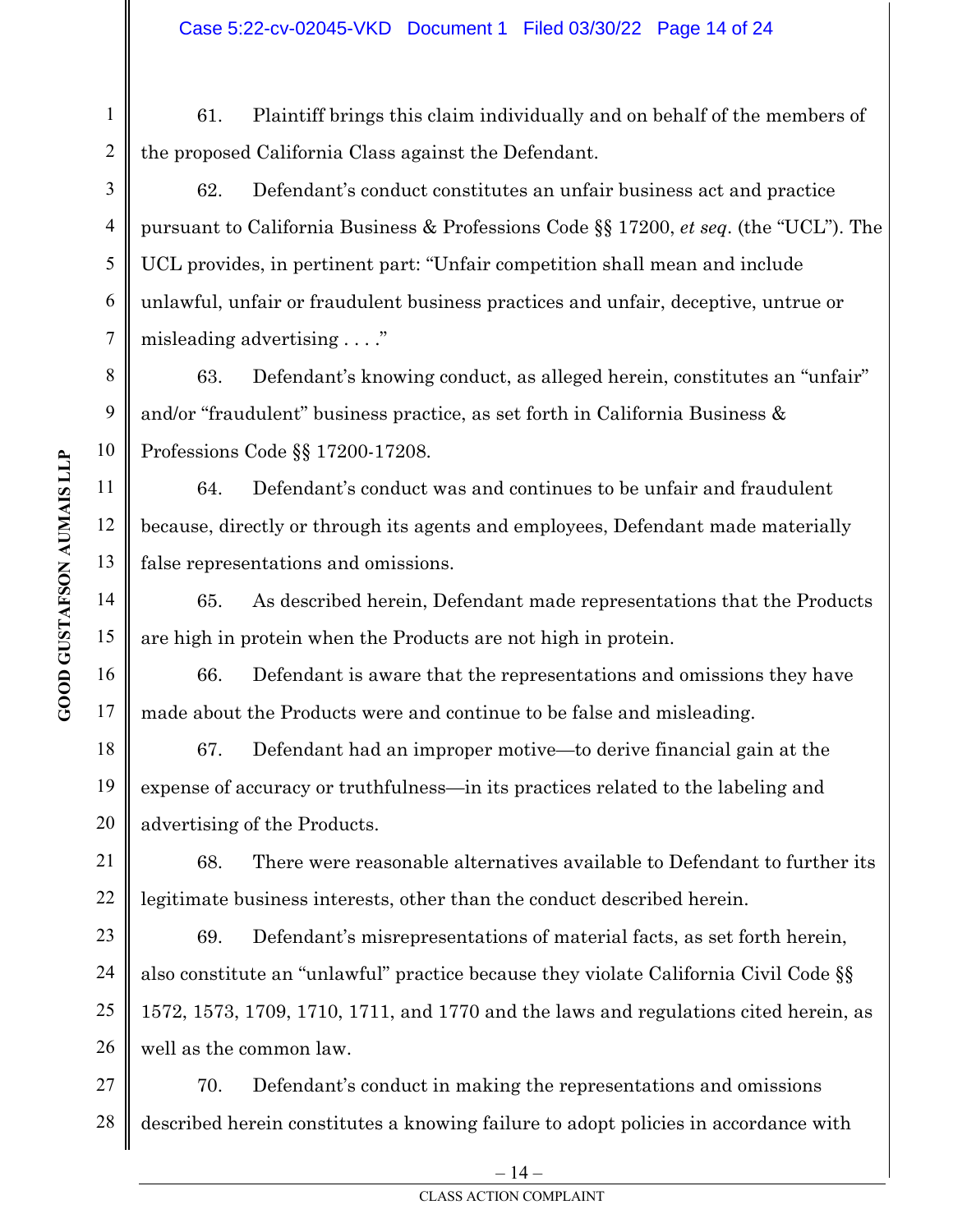61. Plaintiff brings this claim individually and on behalf of the members of the proposed California Class against the Defendant.

62. Defendant's conduct constitutes an unfair business act and practice pursuant to California Business & Professions Code §§ 17200, *et seq*. (the "UCL"). The UCL provides, in pertinent part: "Unfair competition shall mean and include unlawful, unfair or fraudulent business practices and unfair, deceptive, untrue or misleading advertising . . . ."

63. Defendant's knowing conduct, as alleged herein, constitutes an "unfair" and/or "fraudulent" business practice, as set forth in California Business & Professions Code §§ 17200-17208.

64. Defendant's conduct was and continues to be unfair and fraudulent because, directly or through its agents and employees, Defendant made materially false representations and omissions.

65. As described herein, Defendant made representations that the Products are high in protein when the Products are not high in protein.

66. Defendant is aware that the representations and omissions they have made about the Products were and continue to be false and misleading.

67. Defendant had an improper motive—to derive financial gain at the expense of accuracy or truthfulness—in its practices related to the labeling and advertising of the Products.

68. There were reasonable alternatives available to Defendant to further its legitimate business interests, other than the conduct described herein.

69. Defendant's misrepresentations of material facts, as set forth herein, also constitute an "unlawful" practice because they violate California Civil Code §§ 1572, 1573, 1709, 1710, 1711, and 1770 and the laws and regulations cited herein, as well as the common law.

70. Defendant's conduct in making the representations and omissions described herein constitutes a knowing failure to adopt policies in accordance with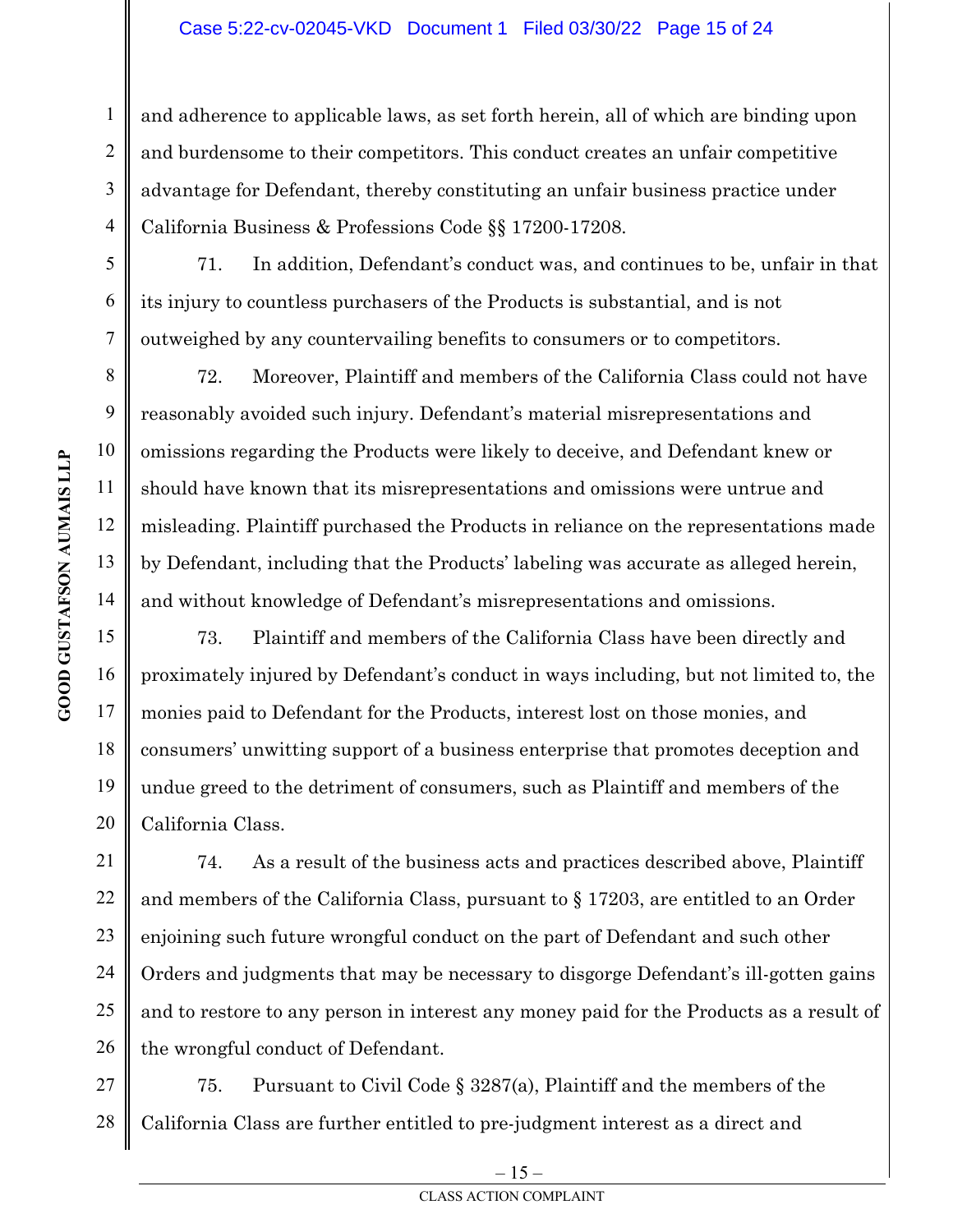and adherence to applicable laws, as set forth herein, all of which are binding upon and burdensome to their competitors. This conduct creates an unfair competitive advantage for Defendant, thereby constituting an unfair business practice under California Business & Professions Code §§ 17200-17208.

71. In addition, Defendant's conduct was, and continues to be, unfair in that its injury to countless purchasers of the Products is substantial, and is not outweighed by any countervailing benefits to consumers or to competitors.

72. Moreover, Plaintiff and members of the California Class could not have reasonably avoided such injury. Defendant's material misrepresentations and omissions regarding the Products were likely to deceive, and Defendant knew or should have known that its misrepresentations and omissions were untrue and misleading. Plaintiff purchased the Products in reliance on the representations made by Defendant, including that the Products' labeling was accurate as alleged herein, and without knowledge of Defendant's misrepresentations and omissions.

73. Plaintiff and members of the California Class have been directly and proximately injured by Defendant's conduct in ways including, but not limited to, the monies paid to Defendant for the Products, interest lost on those monies, and consumers' unwitting support of a business enterprise that promotes deception and undue greed to the detriment of consumers, such as Plaintiff and members of the California Class.

74. As a result of the business acts and practices described above, Plaintiff and members of the California Class, pursuant to § 17203, are entitled to an Order enjoining such future wrongful conduct on the part of Defendant and such other Orders and judgments that may be necessary to disgorge Defendant's ill-gotten gains and to restore to any person in interest any money paid for the Products as a result of the wrongful conduct of Defendant.

75. Pursuant to Civil Code § 3287(a), Plaintiff and the members of the California Class are further entitled to pre-judgment interest as a direct and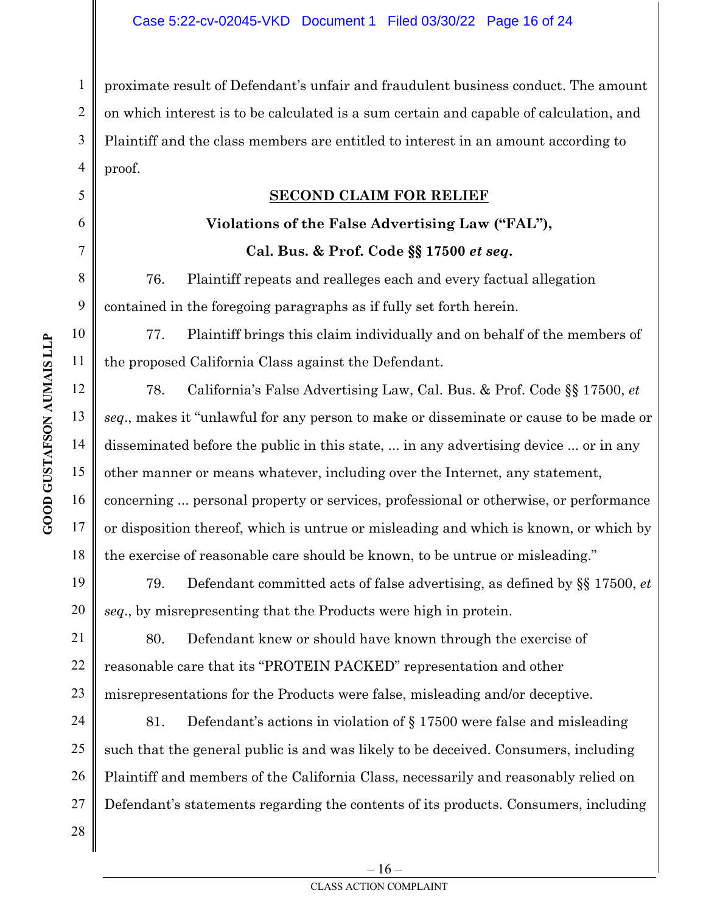proximate result of Defendant's unfair and fraudulent business conduct. The amount on which interest is to be calculated is a sum certain and capable of calculation, and Plaintiff and the class members are entitled to interest in an amount according to proof.

## SECOND CLAIM FOR RELIEF

### Violations of the False Advertising Law ("FAL"),

### Cal. Bus. & Prof. Code §§ 17500 *et seq.*

76. Plaintiff repeats and realleges each and every factual allegation contained in the foregoing paragraphs as if fully set forth herein.

77. Plaintiff brings this claim individually and on behalf of the members of the proposed California Class against the Defendant.

78. California's False Advertising Law, Cal. Bus. & Prof. Code §§ 17500, *et seq*., makes it "unlawful for any person to make or disseminate or cause to be made or disseminated before the public in this state, ... in any advertising device ... or in any other manner or means whatever, including over the Internet, any statement, concerning ... personal property or services, professional or otherwise, or performance or disposition thereof, which is untrue or misleading and which is known, or which by the exercise of reasonable care should be known, to be untrue or misleading."

79. Defendant committed acts of false advertising, as defined by §§ 17500, *et seq*., by misrepresenting that the Products were high in protein.

80. Defendant knew or should have known through the exercise of reasonable care that its "PROTEIN PACKED" representation and other misrepresentations for the Products were false, misleading and/or deceptive.

81. Defendant's actions in violation of § 17500 were false and misleading such that the general public is and was likely to be deceived. Consumers, including Plaintiff and members of the California Class, necessarily and reasonably relied on Defendant's statements regarding the contents of its products. Consumers, including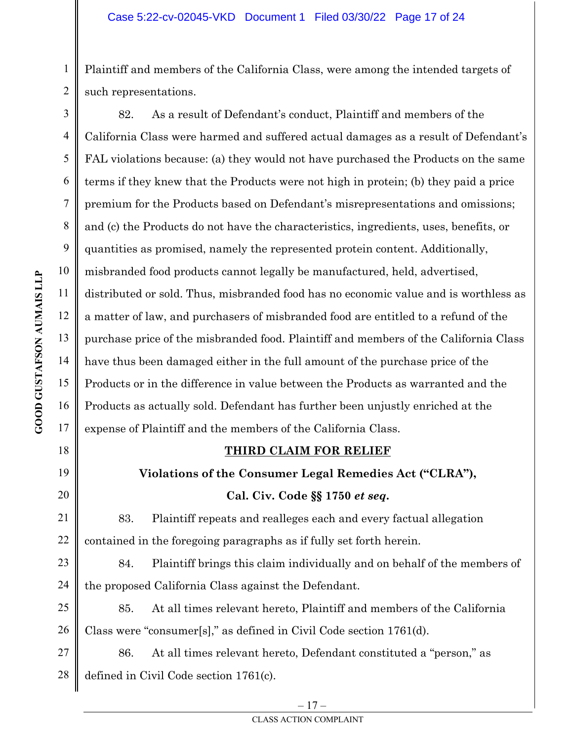Plaintiff and members of the California Class, were among the intended targets of such representations.

82. As a result of Defendant's conduct, Plaintiff and members of the California Class were harmed and suffered actual damages as a result of Defendant's FAL violations because: (a) they would not have purchased the Products on the same terms if they knew that the Products were not high in protein; (b) they paid a price premium for the Products based on Defendant's misrepresentations and omissions; and (c) the Products do not have the characteristics, ingredients, uses, benefits, or quantities as promised, namely the represented protein content. Additionally, misbranded food products cannot legally be manufactured, held, advertised, distributed or sold. Thus, misbranded food has no economic value and is worthless as a matter of law, and purchasers of misbranded food are entitled to a refund of the purchase price of the misbranded food. Plaintiff and members of the California Class have thus been damaged either in the full amount of the purchase price of the Products or in the difference in value between the Products as warranted and the Products as actually sold. Defendant has further been unjustly enriched at the expense of Plaintiff and the members of the California Class.

## THIRD CLAIM FOR RELIEF

### Violations of the Consumer Legal Remedies Act ("CLRA"), Cal. Civ. Code §§ 1750 *et seq.*

83. Plaintiff repeats and realleges each and every factual allegation contained in the foregoing paragraphs as if fully set forth herein.

84. Plaintiff brings this claim individually and on behalf of the members of the proposed California Class against the Defendant.

85. At all times relevant hereto, Plaintiff and members of the California Class were "consumer[s]," as defined in Civil Code section 1761(d).

86. At all times relevant hereto, Defendant constituted a "person," as defined in Civil Code section 1761(c).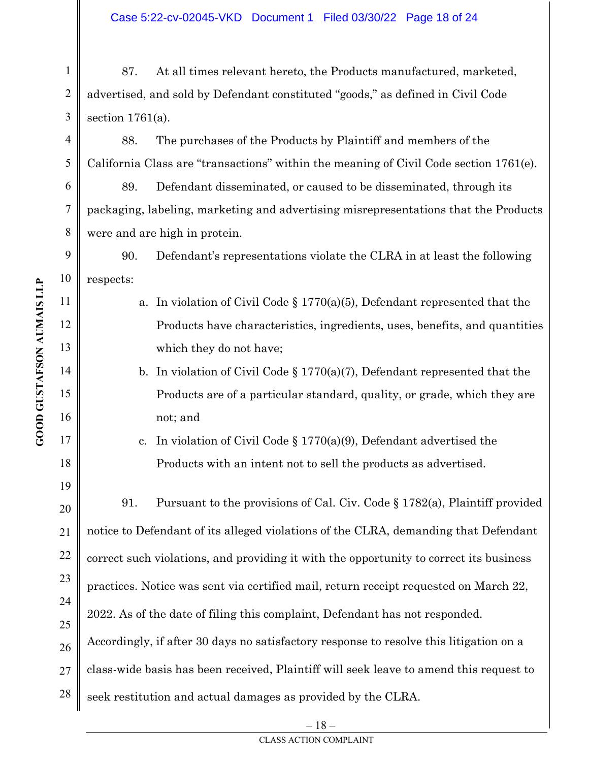87. At all times relevant hereto, the Products manufactured, marketed, advertised, and sold by Defendant constituted "goods," as defined in Civil Code section 1761(a).

88. The purchases of the Products by Plaintiff and members of the California Class are "transactions" within the meaning of Civil Code section 1761(e).

89. Defendant disseminated, or caused to be disseminated, through its packaging, labeling, marketing and advertising misrepresentations that the Products were and are high in protein.

90. Defendant's representations violate the CLRA in at least the following respects:

a. In violation of Civil Code § 1770(a)(5), Defendant represented that the Products have characteristics, ingredients, uses, benefits, and quantities which they do not have;

b. In violation of Civil Code § 1770(a)(7), Defendant represented that the Products are of a particular standard, quality, or grade, which they are not; and

c. In violation of Civil Code § 1770(a)(9), Defendant advertised the Products with an intent not to sell the products as advertised.

91. Pursuant to the provisions of Cal. Civ. Code § 1782(a), Plaintiff provided notice to Defendant of its alleged violations of the CLRA, demanding that Defendant correct such violations, and providing it with the opportunity to correct its business practices. Notice was sent via certified mail, return receipt requested on March 22, 2022. As of the date of filing this complaint, Defendant has not responded. Accordingly, if after 30 days no satisfactory response to resolve this litigation on a class-wide basis has been received, Plaintiff will seek leave to amend this request to seek restitution and actual damages as provided by the CLRA.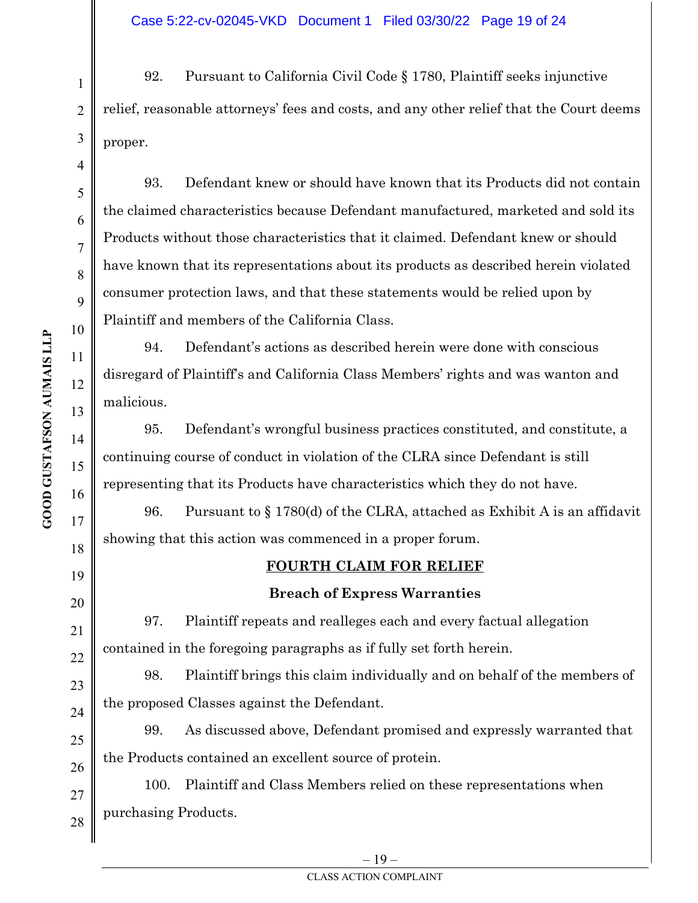92. Pursuant to California Civil Code § 1780, Plaintiff seeks injunctive relief, reasonable attorneys' fees and costs, and any other relief that the Court deems proper.

93. Defendant knew or should have known that its Products did not contain the claimed characteristics because Defendant manufactured, marketed and sold its Products without those characteristics that it claimed. Defendant knew or should have known that its representations about its products as described herein violated consumer protection laws, and that these statements would be relied upon by Plaintiff and members of the California Class.

94. Defendant's actions as described herein were done with conscious disregard of Plaintiff's and California Class Members' rights and was wanton and malicious.

95. Defendant's wrongful business practices constituted, and constitute, a continuing course of conduct in violation of the CLRA since Defendant is still representing that its Products have characteristics which they do not have.

96. Pursuant to § 1780(d) of the CLRA, attached as Exhibit A is an affidavit showing that this action was commenced in a proper forum.

## FOURTH CLAIM FOR RELIEF

### Breach of Express Warranties

97. Plaintiff repeats and realleges each and every factual allegation contained in the foregoing paragraphs as if fully set forth herein.

98. Plaintiff brings this claim individually and on behalf of the members of the proposed Classes against the Defendant.

99. As discussed above, Defendant promised and expressly warranted that the Products contained an excellent source of protein.

100. Plaintiff and Class Members relied on these representations when purchasing Products.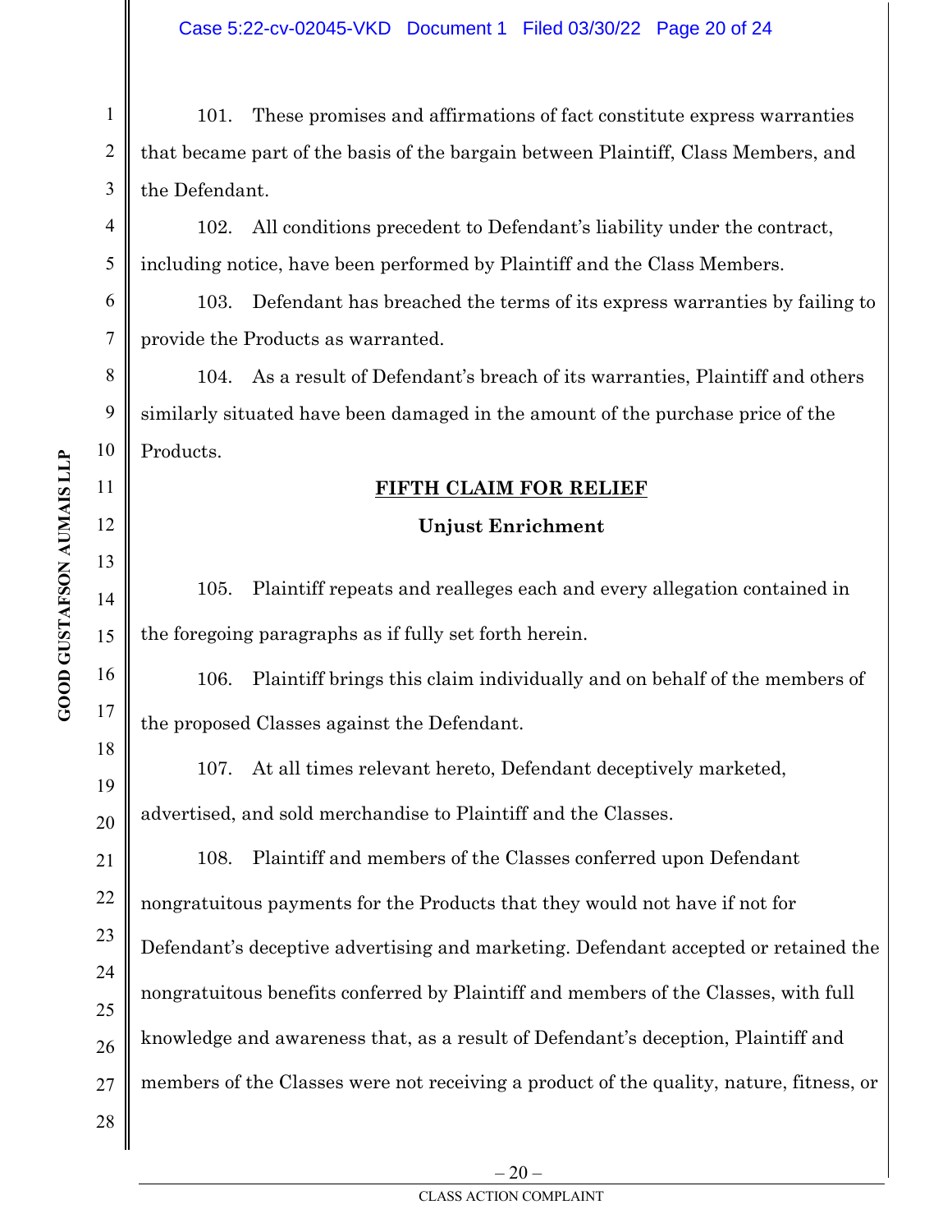101. These promises and affirmations of fact constitute express warranties that became part of the basis of the bargain between Plaintiff, Class Members, and the Defendant.

102. All conditions precedent to Defendant's liability under the contract, including notice, have been performed by Plaintiff and the Class Members.

103. Defendant has breached the terms of its express warranties by failing to provide the Products as warranted.

104. As a result of Defendant's breach of its warranties, Plaintiff and others similarly situated have been damaged in the amount of the purchase price of the Products.

## FIFTH CLAIM FOR RELIEF

### Unjust Enrichment

105. Plaintiff repeats and realleges each and every allegation contained in the foregoing paragraphs as if fully set forth herein.

106. Plaintiff brings this claim individually and on behalf of the members of the proposed Classes against the Defendant.

107. At all times relevant hereto, Defendant deceptively marketed, advertised, and sold merchandise to Plaintiff and the Classes.

108. Plaintiff and members of the Classes conferred upon Defendant nongratuitous payments for the Products that they would not have if not for Defendant's deceptive advertising and marketing. Defendant accepted or retained the nongratuitous benefits conferred by Plaintiff and members of the Classes, with full knowledge and awareness that, as a result of Defendant's deception, Plaintiff and members of the Classes were not receiving a product of the quality, nature, fitness, or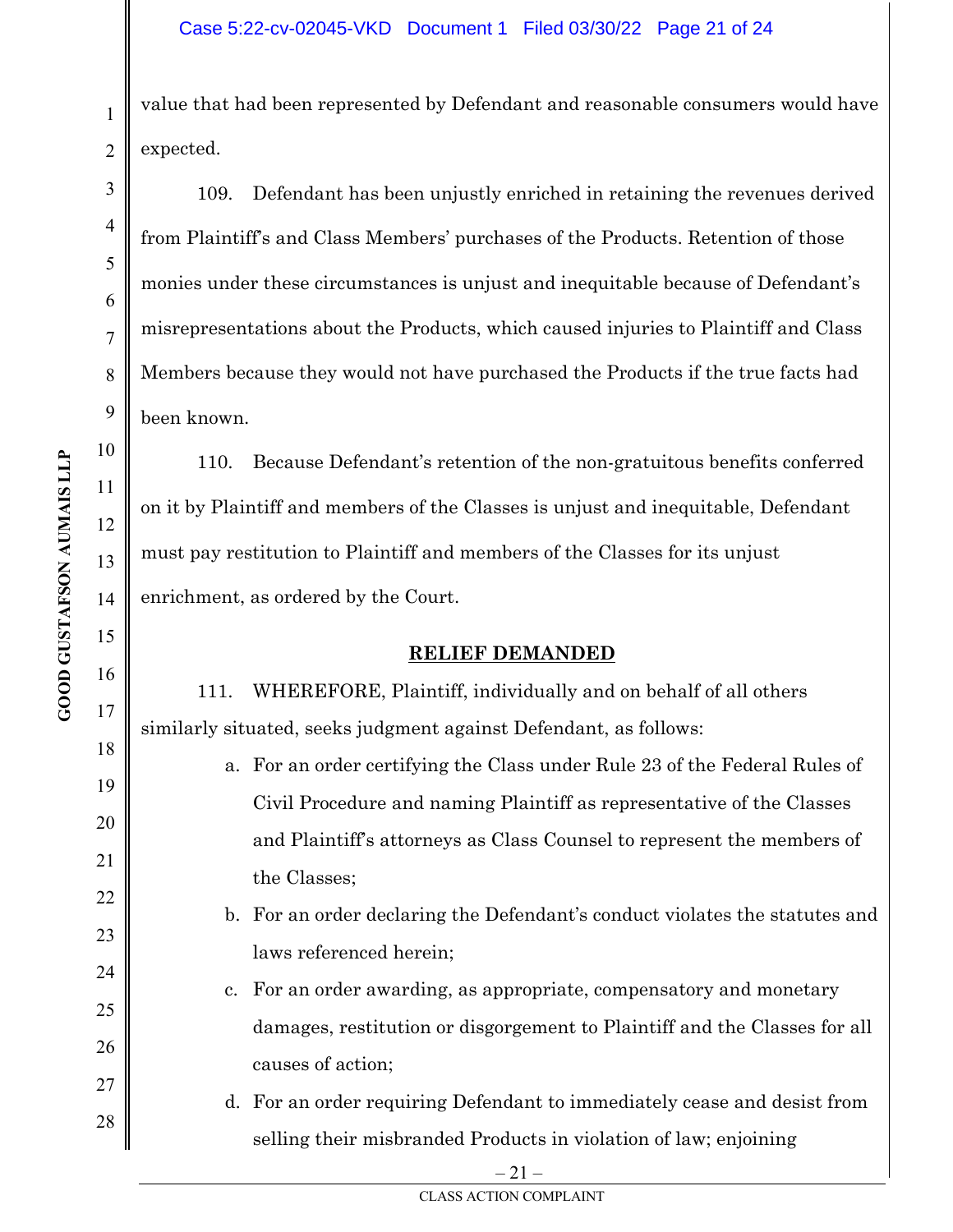value that had been represented by Defendant and reasonable consumers would have expected.

109. Defendant has been unjustly enriched in retaining the revenues derived from Plaintiff's and Class Members' purchases of the Products. Retention of those monies under these circumstances is unjust and inequitable because of Defendant's misrepresentations about the Products, which caused injuries to Plaintiff and Class Members because they would not have purchased the Products if the true facts had been known.

110. Because Defendant's retention of the non-gratuitous benefits conferred on it by Plaintiff and members of the Classes is unjust and inequitable, Defendant must pay restitution to Plaintiff and members of the Classes for its unjust enrichment, as ordered by the Court.

## RELIEF DEMANDED

111. WHEREFORE, Plaintiff, individually and on behalf of all others similarly situated, seeks judgment against Defendant, as follows:

a. For an order certifying the Class under Rule 23 of the Federal Rules of Civil Procedure and naming Plaintiff as representative of the Classes and Plaintiff's attorneys as Class Counsel to represent the members of the Classes;

b. For an order declaring the Defendant's conduct violates the statutes and laws referenced herein;

c. For an order awarding, as appropriate, compensatory and monetary damages, restitution or disgorgement to Plaintiff and the Classes for all causes of action;

d. For an order requiring Defendant to immediately cease and desist from selling their misbranded Products in violation of law; enjoining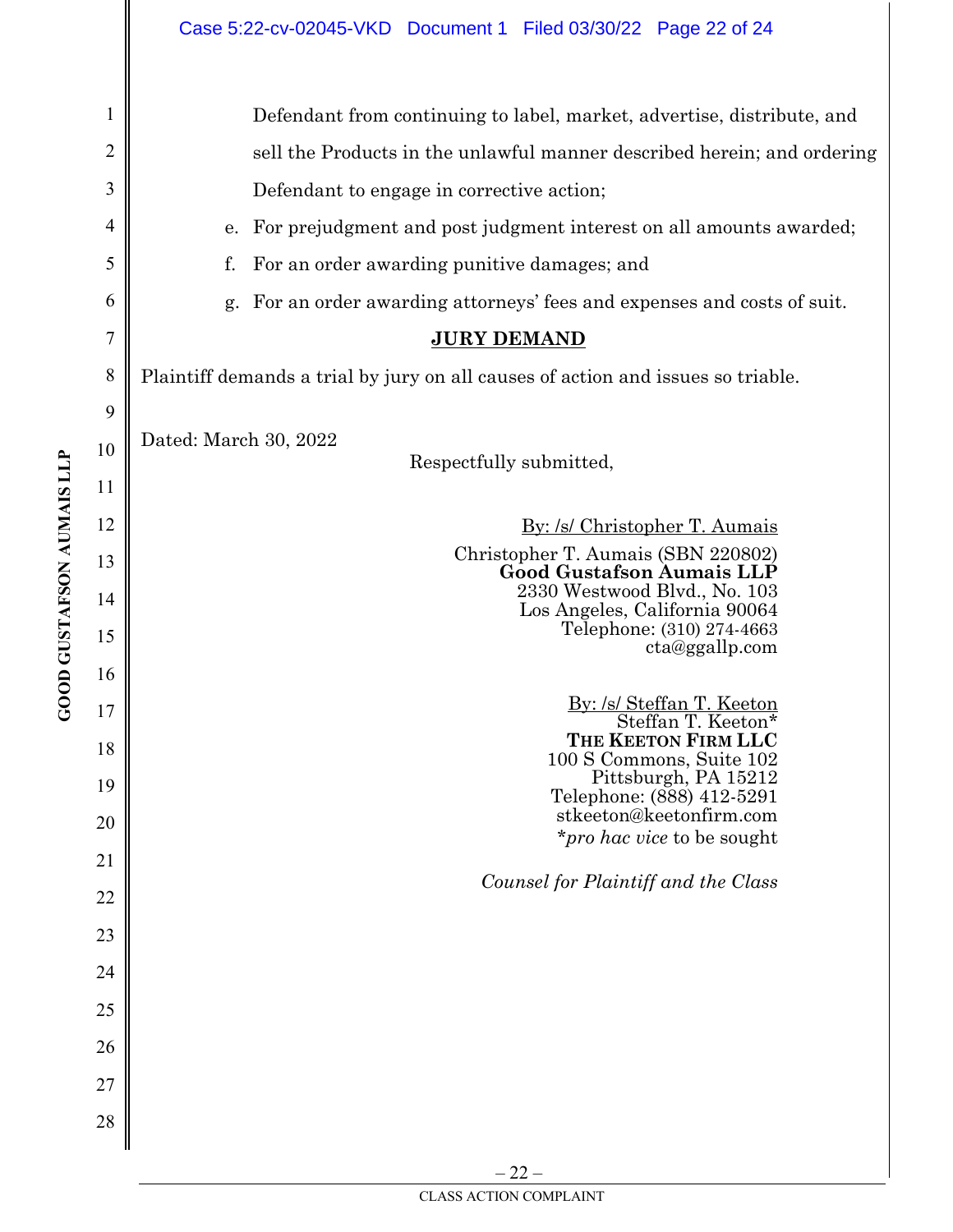Defendant from continuing to label, market, advertise, distribute, and sell the Products in the unlawful manner described herein; and ordering Defendant to engage in corrective action;

e. For prejudgment and post judgment interest on all amounts awarded;

f. For an order awarding punitive damages; and

g. For an order awarding attorneys' fees and expenses and costs of suit.

**JURY DEMAND**

Plaintiff demands a trial by jury on all causes of action and issues so triable.

Dated: March 30, 2022

Respectfully submitted,

By: /s/ Christopher T. Aumais

Christopher T. Aumais (SBN 220802)
**Good Gustafson Aumais LLP**
2330 Westwood Blvd., No. 103
Los Angeles, California 90064
Telephone: (310) 274-4663
cta@ggallp.com

By: /s/ Steffan T. Keeton
Steffan T. Keeton*
**THE KEETON FIRM LLC**
100 S Commons, Suite 102
Pittsburgh, PA 15212
Telephone: (888) 412-5291
stkeeton@keetonfirm.com
**pro hac vice* to be sought

*Counsel for Plaintiff and the Class*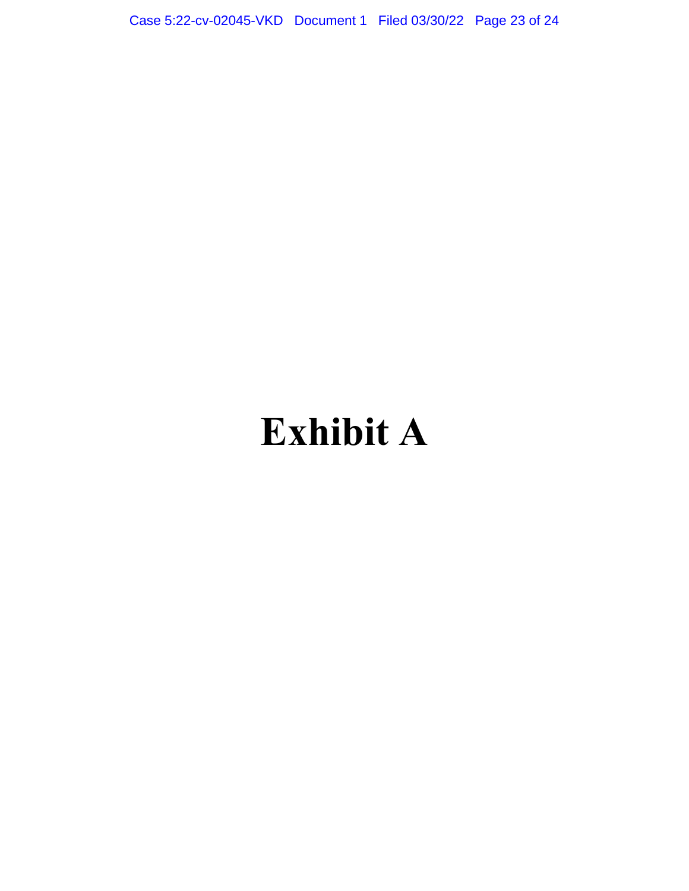# Exhibit A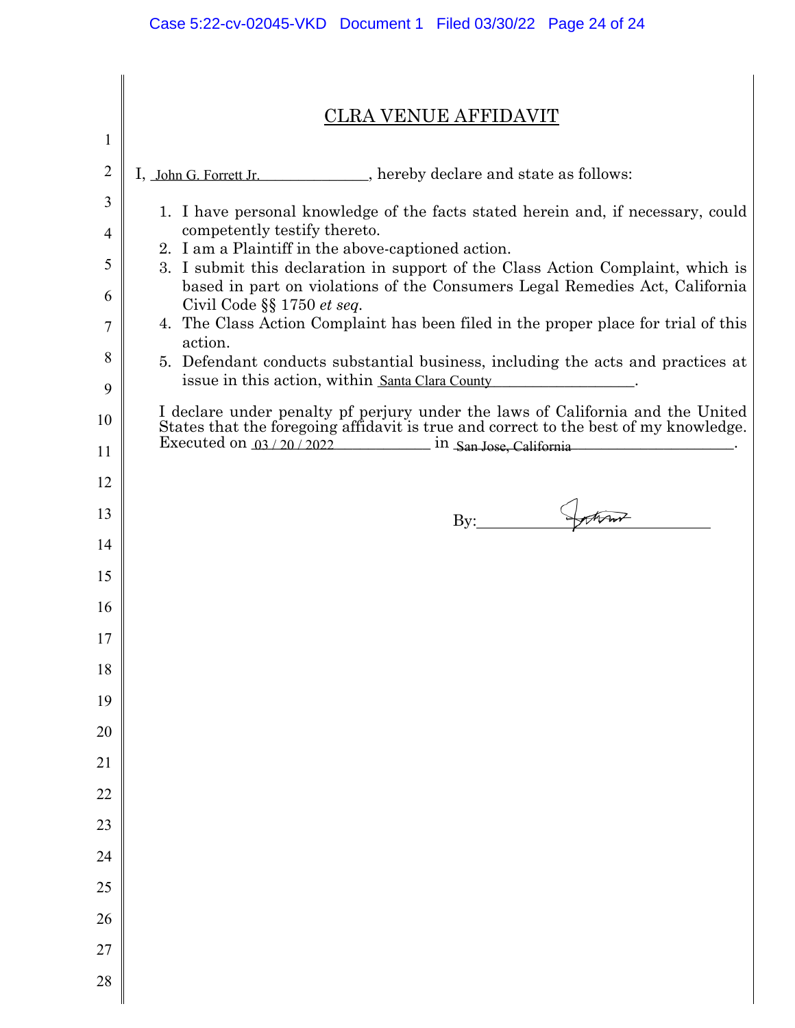## CLRA VENUE AFFIDAVIT

I, John G. Forrett Jr., hereby declare and state as follows:

1. I have personal knowledge of the facts stated herein and, if necessary, could competently testify thereto.
2. I am a Plaintiff in the above-captioned action.
3. I submit this declaration in support of the Class Action Complaint, which is based in part on violations of the Consumers Legal Remedies Act, California Civil Code §§ 1750 *et seq*.
4. The Class Action Complaint has been filed in the proper place for trial of this action.
5. Defendant conducts substantial business, including the acts and practices at issue in this action, within Santa Clara County.

I declare under penalty pf perjury under the laws of California and the United States that the foregoing affidavit is true and correct to the best of my knowledge. Executed on 03 / 20 / 2022 in San Jose, California.

By: [signature]